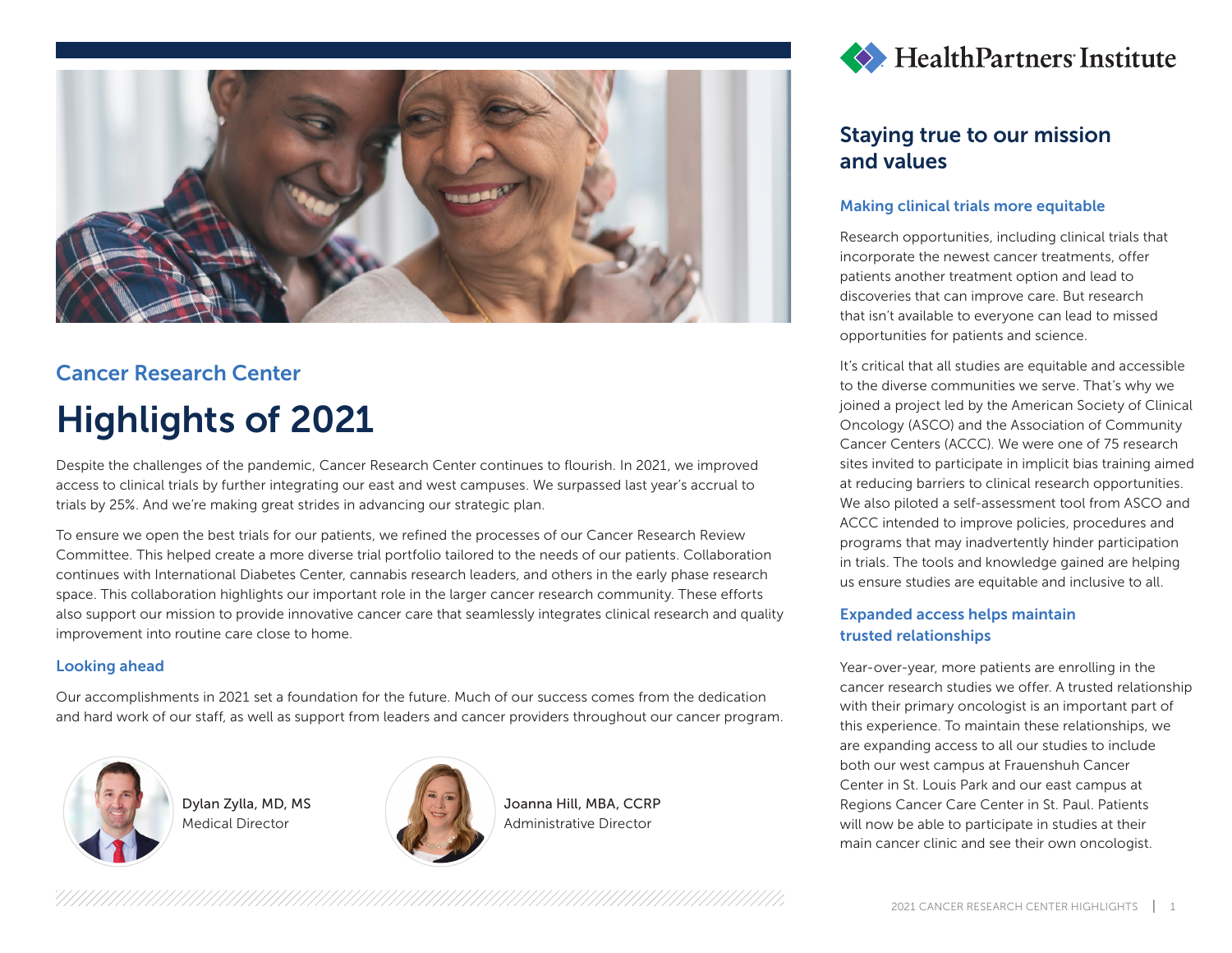HealthPartners Institute

## Cancer Research Center

# Highlights of 2021

Despite the challenges of the pandemic, Cancer Research Center continues to flourish. In 2021, we improved access to clinical trials by further integrating our east and west campuses. We surpassed last year's accrual to trials by 25%. And we're making great strides in advancing our strategic plan.

To ensure we open the best trials for our patients, we refined the processes of our Cancer Research Review Committee. This helped create a more diverse trial portfolio tailored to the needs of our patients. Collaboration continues with International Diabetes Center, cannabis research leaders, and others in the early phase research space. This collaboration highlights our important role in the larger cancer research community. These efforts also support our mission to provide innovative cancer care that seamlessly integrates clinical research and quality improvement into routine care close to home.

### Looking ahead

Our accomplishments in 2021 set a foundation for the future. Much of our success comes from the dedication and hard work of our staff, as well as support from leaders and cancer providers throughout our cancer program.

Dylan Zylla, MD, MS
Medical Director

Joanna Hill, MBA, CCRP
Administrative Director

## Staying true to our mission and values

### Making clinical trials more equitable

Research opportunities, including clinical trials that incorporate the newest cancer treatments, offer patients another treatment option and lead to discoveries that can improve care. But research that isn't available to everyone can lead to missed opportunities for patients and science.

It's critical that all studies are equitable and accessible to the diverse communities we serve. That's why we joined a project led by the American Society of Clinical Oncology (ASCO) and the Association of Community Cancer Centers (ACCC). We were one of 75 research sites invited to participate in implicit bias training aimed at reducing barriers to clinical research opportunities. We also piloted a self-assessment tool from ASCO and ACCC intended to improve policies, procedures and programs that may inadvertently hinder participation in trials. The tools and knowledge gained are helping us ensure studies are equitable and inclusive to all.

### Expanded access helps maintain trusted relationships

Year-over-year, more patients are enrolling in the cancer research studies we offer. A trusted relationship with their primary oncologist is an important part of this experience. To maintain these relationships, we are expanding access to all our studies to include both our west campus at Frauenshuh Cancer Center in St. Louis Park and our east campus at Regions Cancer Care Center in St. Paul. Patients will now be able to participate in studies at their main cancer clinic and see their own oncologist.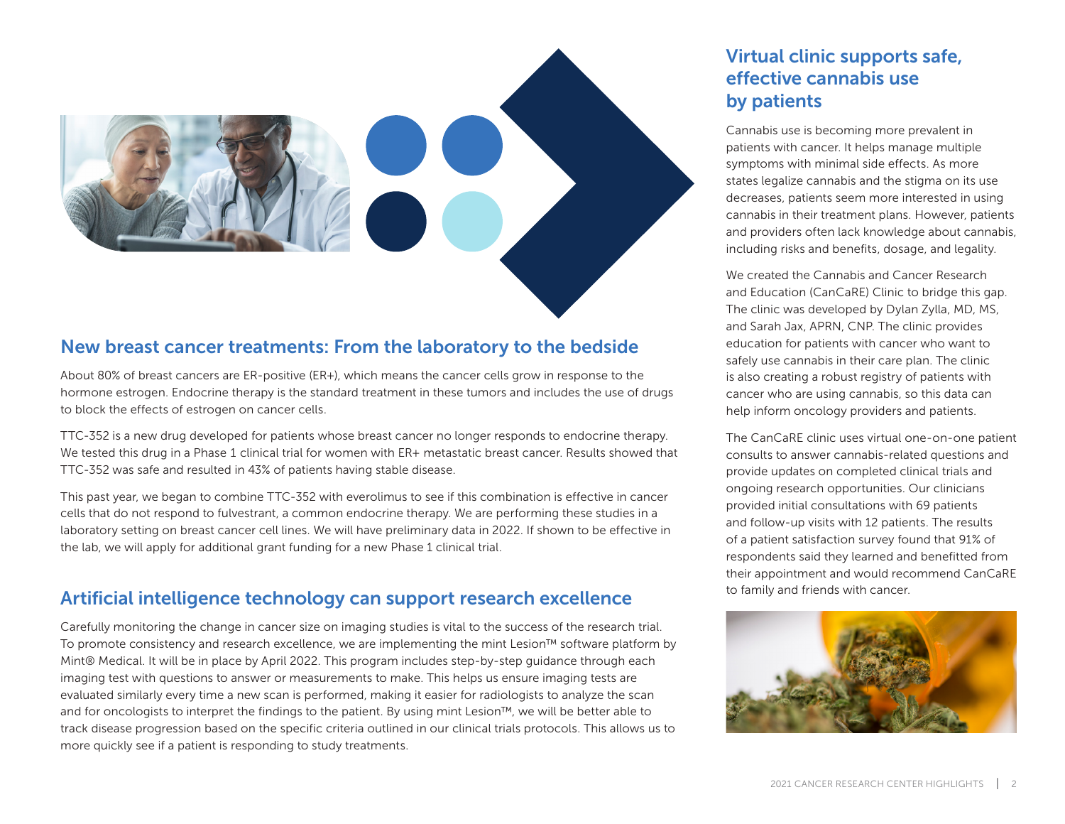## New breast cancer treatments: From the laboratory to the bedside

About 80% of breast cancers are ER-positive (ER+), which means the cancer cells grow in response to the hormone estrogen. Endocrine therapy is the standard treatment in these tumors and includes the use of drugs to block the effects of estrogen on cancer cells.

TTC-352 is a new drug developed for patients whose breast cancer no longer responds to endocrine therapy. We tested this drug in a Phase 1 clinical trial for women with ER+ metastatic breast cancer. Results showed that TTC-352 was safe and resulted in 43% of patients having stable disease.

This past year, we began to combine TTC-352 with everolimus to see if this combination is effective in cancer cells that do not respond to fulvestrant, a common endocrine therapy. We are performing these studies in a laboratory setting on breast cancer cell lines. We will have preliminary data in 2022. If shown to be effective in the lab, we will apply for additional grant funding for a new Phase 1 clinical trial.

## Artificial intelligence technology can support research excellence

Carefully monitoring the change in cancer size on imaging studies is vital to the success of the research trial. To promote consistency and research excellence, we are implementing the mint Lesion™ software platform by Mint® Medical. It will be in place by April 2022. This program includes step-by-step guidance through each imaging test with questions to answer or measurements to make. This helps us ensure imaging tests are evaluated similarly every time a new scan is performed, making it easier for radiologists to analyze the scan and for oncologists to interpret the findings to the patient. By using mint Lesion™, we will be better able to track disease progression based on the specific criteria outlined in our clinical trials protocols. This allows us to more quickly see if a patient is responding to study treatments.

## Virtual clinic supports safe, effective cannabis use by patients

Cannabis use is becoming more prevalent in patients with cancer. It helps manage multiple symptoms with minimal side effects. As more states legalize cannabis and the stigma on its use decreases, patients seem more interested in using cannabis in their treatment plans. However, patients and providers often lack knowledge about cannabis, including risks and benefits, dosage, and legality.

We created the Cannabis and Cancer Research and Education (CanCaRE) Clinic to bridge this gap. The clinic was developed by Dylan Zylla, MD, MS, and Sarah Jax, APRN, CNP. The clinic provides education for patients with cancer who want to safely use cannabis in their care plan. The clinic is also creating a robust registry of patients with cancer who are using cannabis, so this data can help inform oncology providers and patients.

The CanCaRE clinic uses virtual one-on-one patient consults to answer cannabis-related questions and provide updates on completed clinical trials and ongoing research opportunities. Our clinicians provided initial consultations with 69 patients and follow-up visits with 12 patients. The results of a patient satisfaction survey found that 91% of respondents said they learned and benefitted from their appointment and would recommend CanCaRE to family and friends with cancer.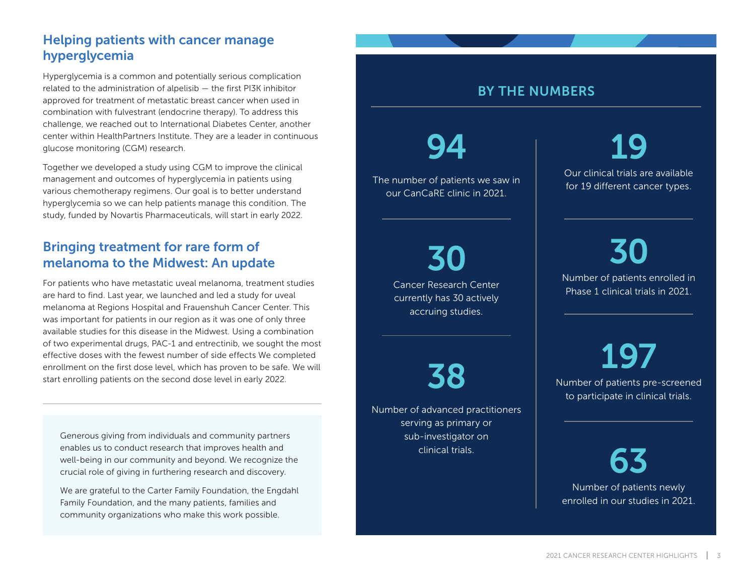## Helping patients with cancer manage hyperglycemia

Hyperglycemia is a common and potentially serious complication related to the administration of alpelisib — the first PI3K inhibitor approved for treatment of metastatic breast cancer when used in combination with fulvestrant (endocrine therapy). To address this challenge, we reached out to International Diabetes Center, another center within HealthPartners Institute. They are a leader in continuous glucose monitoring (CGM) research.

Together we developed a study using CGM to improve the clinical management and outcomes of hyperglycemia in patients using various chemotherapy regimens. Our goal is to better understand hyperglycemia so we can help patients manage this condition. The study, funded by Novartis Pharmaceuticals, will start in early 2022.

## Bringing treatment for rare form of melanoma to the Midwest: An update

For patients who have metastatic uveal melanoma, treatment studies are hard to find. Last year, we launched and led a study for uveal melanoma at Regions Hospital and Frauenshuh Cancer Center. This was important for patients in our region as it was one of only three available studies for this disease in the Midwest. Using a combination of two experimental drugs, PAC-1 and entrectinib, we sought the most effective doses with the fewest number of side effects We completed enrollment on the first dose level, which has proven to be safe. We will start enrolling patients on the second dose level in early 2022.

---

Generous giving from individuals and community partners enables us to conduct research that improves health and well-being in our community and beyond. We recognize the crucial role of giving in furthering research and discovery.

We are grateful to the Carter Family Foundation, the Engdahl Family Foundation, and the many patients, families and community organizations who make this work possible.

## BY THE NUMBERS

**94**

The number of patients we saw in our CanCaRE clinic in 2021.

**30**

Cancer Research Center currently has 30 actively accruing studies.

**38**

Number of advanced practitioners serving as primary or sub-investigator on clinical trials.

**19**

Our clinical trials are available for 19 different cancer types.

**30**

Number of patients enrolled in Phase 1 clinical trials in 2021.

**197**

Number of patients pre-screened to participate in clinical trials.

**63**

Number of patients newly enrolled in our studies in 2021.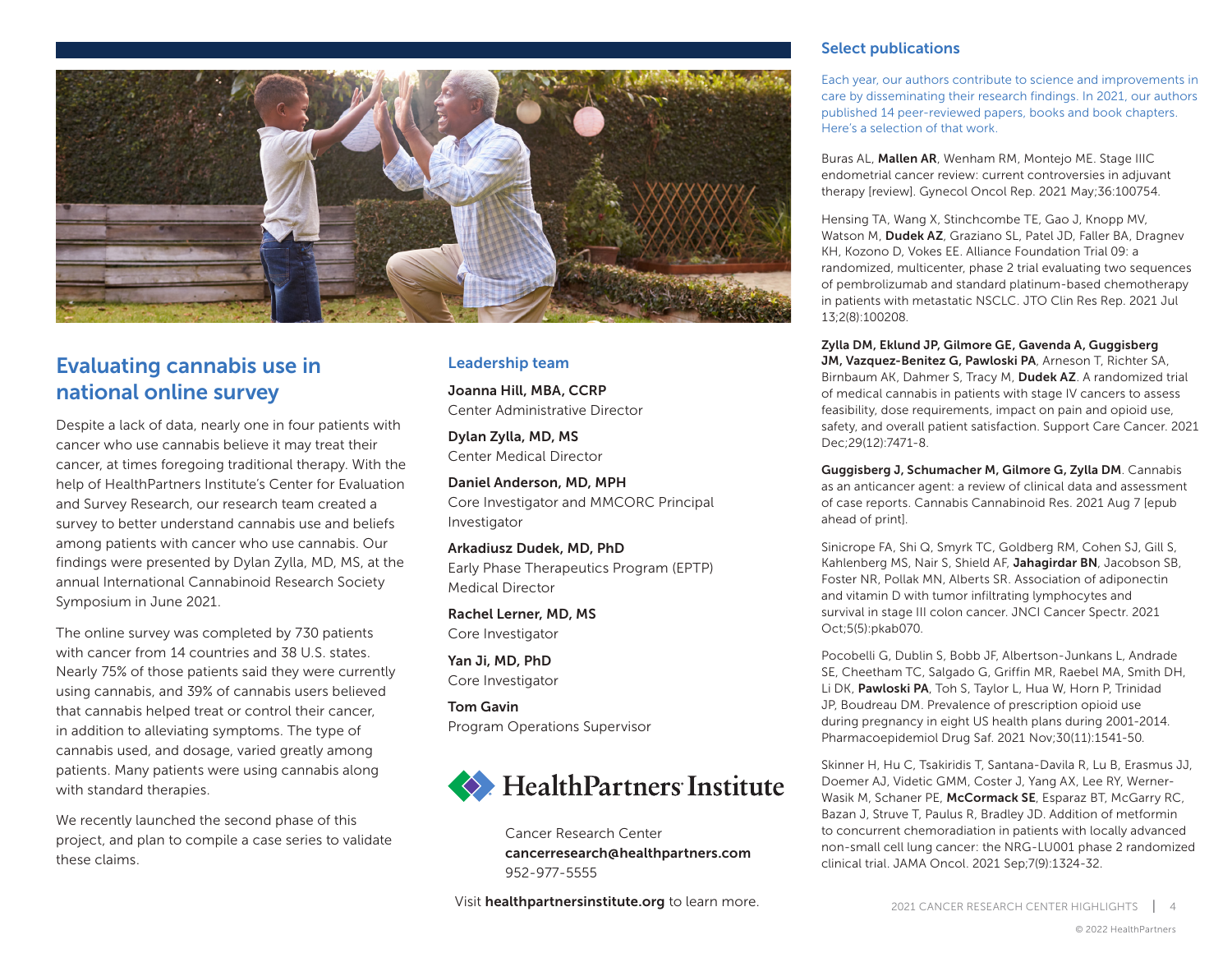## Evaluating cannabis use in national online survey

Despite a lack of data, nearly one in four patients with cancer who use cannabis believe it may treat their cancer, at times foregoing traditional therapy. With the help of HealthPartners Institute's Center for Evaluation and Survey Research, our research team created a survey to better understand cannabis use and beliefs among patients with cancer who use cannabis. Our findings were presented by Dylan Zylla, MD, MS, at the annual International Cannabinoid Research Society Symposium in June 2021.

The online survey was completed by 730 patients with cancer from 14 countries and 38 U.S. states. Nearly 75% of those patients said they were currently using cannabis, and 39% of cannabis users believed that cannabis helped treat or control their cancer, in addition to alleviating symptoms. The type of cannabis used, and dosage, varied greatly among patients. Many patients were using cannabis along with standard therapies.

We recently launched the second phase of this project, and plan to compile a case series to validate these claims.

### Leadership team

**Joanna Hill, MBA, CCRP**
Center Administrative Director

**Dylan Zylla, MD, MS**
Center Medical Director

**Daniel Anderson, MD, MPH**
Core Investigator and MMCORC Principal Investigator

**Arkadiusz Dudek, MD, PhD**
Early Phase Therapeutics Program (EPTP) Medical Director

**Rachel Lerner, MD, MS**
Core Investigator

**Yan Ji, MD, PhD**
Core Investigator

**Tom Gavin**
Program Operations Supervisor

HealthPartners Institute

Cancer Research Center
**cancerresearch@healthpartners.com**
952-977-5555

Visit **healthpartnersinstitute.org** to learn more.

### Select publications

Each year, our authors contribute to science and improvements in care by disseminating their research findings. In 2021, our authors published 14 peer-reviewed papers, books and book chapters. Here's a selection of that work.

Buras AL, **Mallen AR**, Wenham RM, Montejo ME. Stage IIIC endometrial cancer review: current controversies in adjuvant therapy [review]. Gynecol Oncol Rep. 2021 May;36:100754.

Hensing TA, Wang X, Stinchcombe TE, Gao J, Knopp MV, Watson M, **Dudek AZ**, Graziano SL, Patel JD, Faller BA, Dragnev KH, Kozono D, Vokes EE. Alliance Foundation Trial 09: a randomized, multicenter, phase 2 trial evaluating two sequences of pembrolizumab and standard platinum-based chemotherapy in patients with metastatic NSCLC. JTO Clin Res Rep. 2021 Jul 13;2(8):100208.

**Zylla DM, Eklund JP, Gilmore GE, Gavenda A, Guggisberg JM, Vazquez-Benitez G, Pawloski PA**, Arneson T, Richter SA, Birnbaum AK, Dahmer S, Tracy M, **Dudek AZ**. A randomized trial of medical cannabis in patients with stage IV cancers to assess feasibility, dose requirements, impact on pain and opioid use, safety, and overall patient satisfaction. Support Care Cancer. 2021 Dec;29(12):7471-8.

**Guggisberg J, Schumacher M, Gilmore G, Zylla DM**. Cannabis as an anticancer agent: a review of clinical data and assessment of case reports. Cannabis Cannabinoid Res. 2021 Aug 7 [epub ahead of print].

Sinicrope FA, Shi Q, Smyrk TC, Goldberg RM, Cohen SJ, Gill S, Kahlenberg MS, Nair S, Shield AF, **Jahagirdar BN**, Jacobson SB, Foster NR, Pollak MN, Alberts SR. Association of adiponectin and vitamin D with tumor infiltrating lymphocytes and survival in stage III colon cancer. JNCI Cancer Spectr. 2021 Oct;5(5):pkab070.

Pocobelli G, Dublin S, Bobb JF, Albertson-Junkans L, Andrade SE, Cheetham TC, Salgado G, Griffin MR, Raebel MA, Smith DH, Li DK, **Pawloski PA**, Toh S, Taylor L, Hua W, Horn P, Trinidad JP, Boudreau DM. Prevalence of prescription opioid use during pregnancy in eight US health plans during 2001-2014. Pharmacoepidemiol Drug Saf. 2021 Nov;30(11):1541-50.

Skinner H, Hu C, Tsakiridis T, Santana-Davila R, Lu B, Erasmus JJ, Doemer AJ, Videtic GMM, Coster J, Yang AX, Lee RY, Werner-Wasik M, Schaner PE, **McCormack SE**, Esparaz BT, McGarry RC, Bazan J, Struve T, Paulus R, Bradley JD. Addition of metformin to concurrent chemoradiation in patients with locally advanced non-small cell lung cancer: the NRG-LU001 phase 2 randomized clinical trial. JAMA Oncol. 2021 Sep;7(9):1324-32.

© 2022 HealthPartners